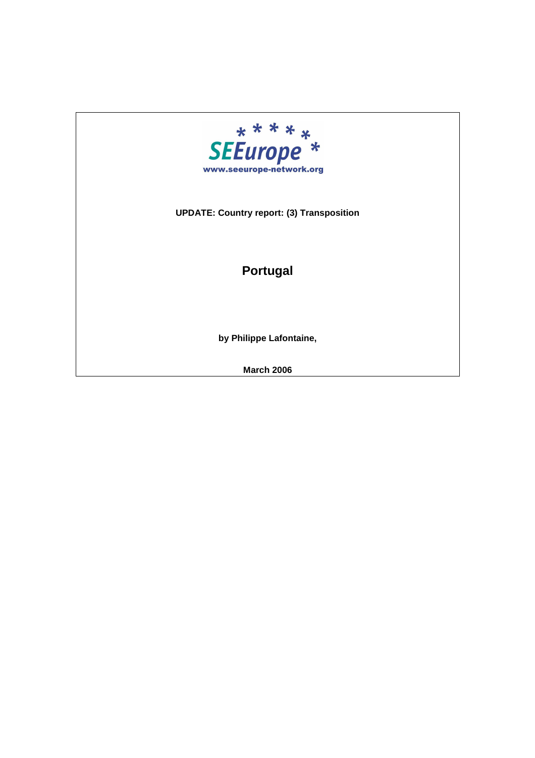SEEurope

www.seeurope-network.org

**UPDATE: Country report: (3) Transposition**

# Portugal

**by Philippe Lafontaine,**

**March 2006**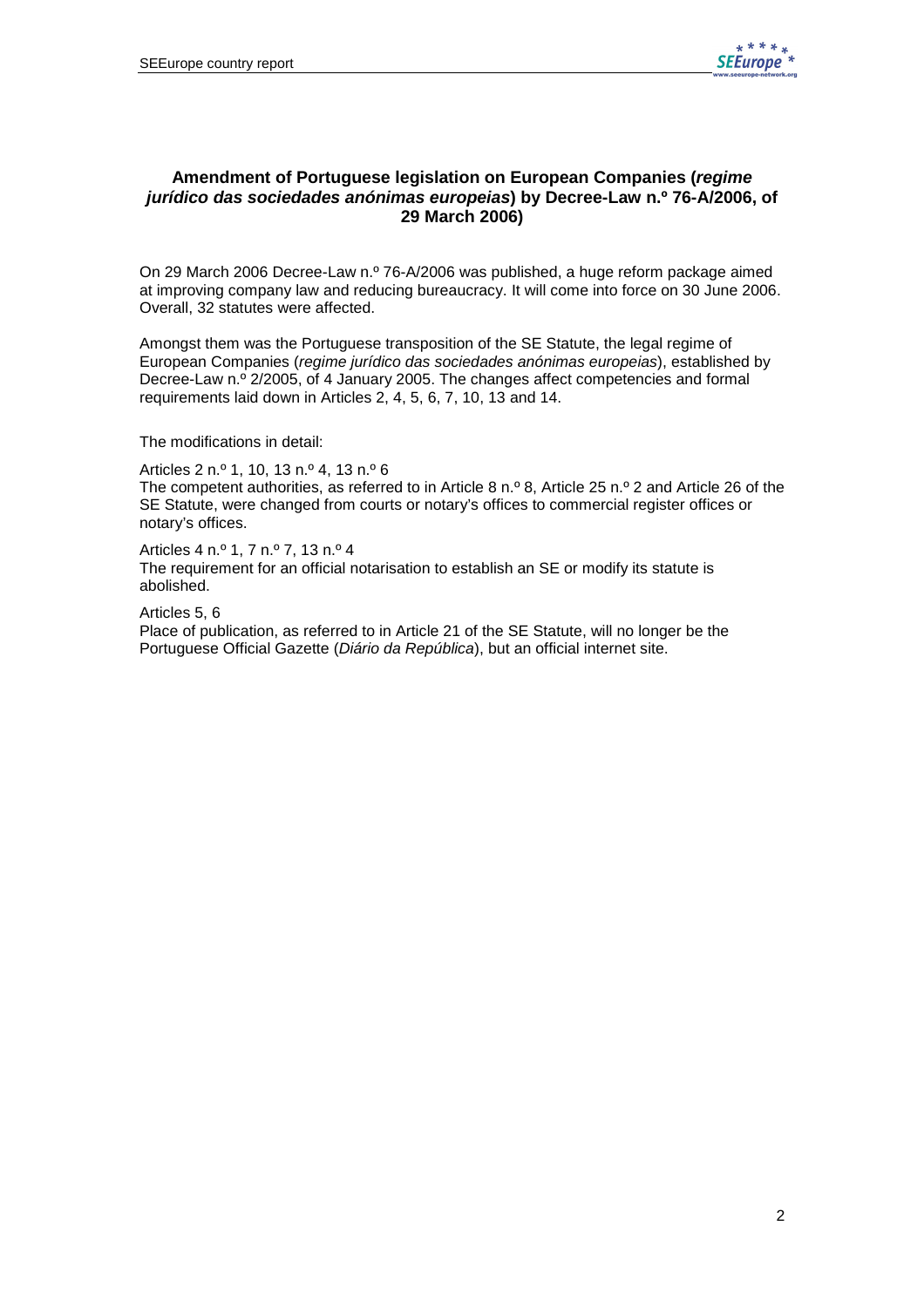## Amendment of Portuguese legislation on European Companies (*regime jurídico das sociedades anónimas europeias*) by Decree-Law n.º 76-A/2006, of 29 March 2006)

On 29 March 2006 Decree-Law n.º 76-A/2006 was published, a huge reform package aimed at improving company law and reducing bureaucracy. It will come into force on 30 June 2006. Overall, 32 statutes were affected.

Amongst them was the Portuguese transposition of the SE Statute, the legal regime of European Companies (*regime jurídico das sociedades anónimas europeias*), established by Decree-Law n.º 2/2005, of 4 January 2005. The changes affect competencies and formal requirements laid down in Articles 2, 4, 5, 6, 7, 10, 13 and 14.

The modifications in detail:

Articles 2 n.º 1, 10, 13 n.º 4, 13 n.º 6
The competent authorities, as referred to in Article 8 n.º 8, Article 25 n.º 2 and Article 26 of the SE Statute, were changed from courts or notary's offices to commercial register offices or notary's offices.

Articles 4 n.º 1, 7 n.º 7, 13 n.º 4
The requirement for an official notarisation to establish an SE or modify its statute is abolished.

Articles 5, 6
Place of publication, as referred to in Article 21 of the SE Statute, will no longer be the Portuguese Official Gazette (*Diário da República*), but an official internet site.